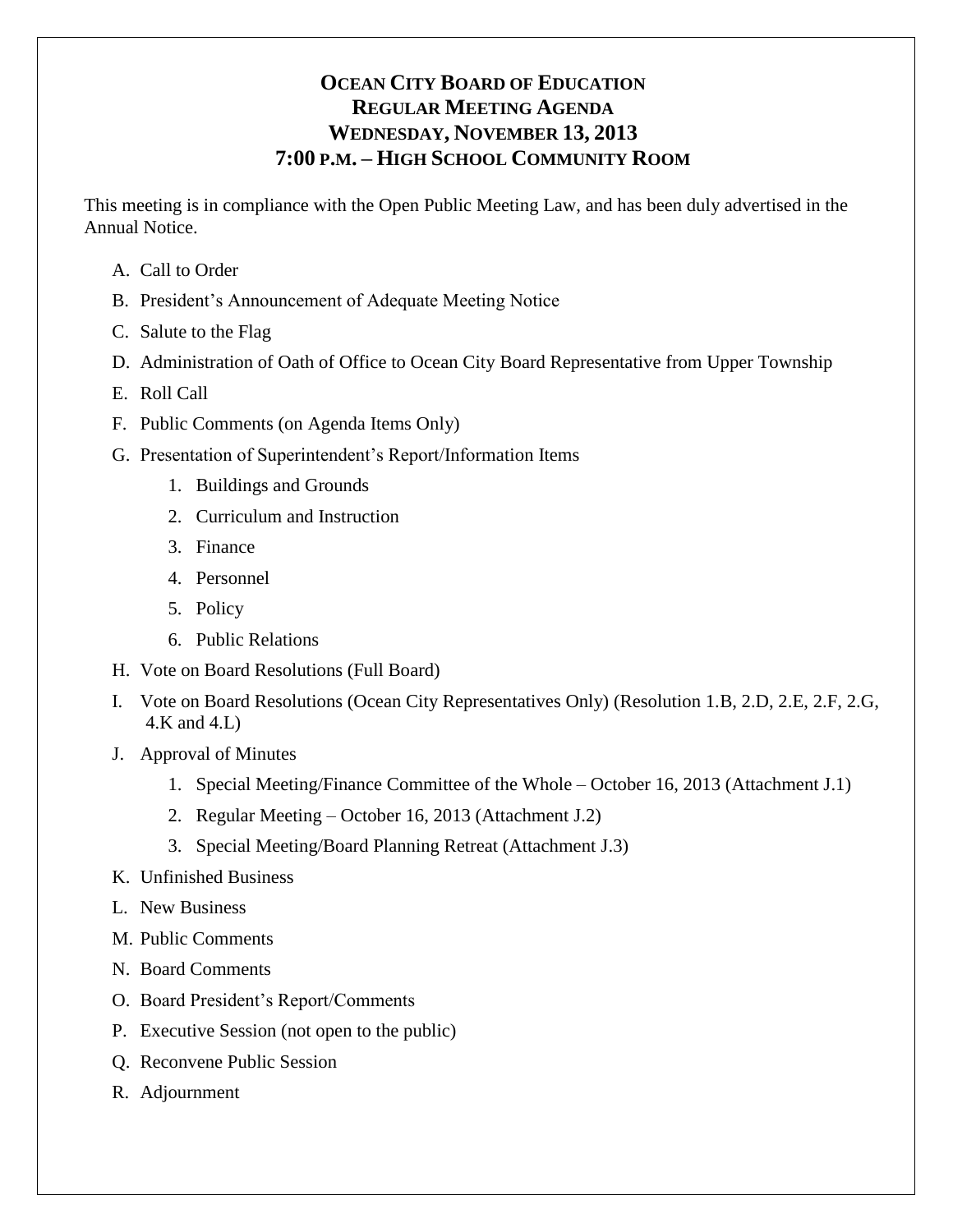# OCEAN CITY BOARD OF EDUCATION
## REGULAR MEETING AGENDA
## WEDNESDAY, NOVEMBER 13, 2013
## 7:00 P.M. – HIGH SCHOOL COMMUNITY ROOM

This meeting is in compliance with the Open Public Meeting Law, and has been duly advertised in the Annual Notice.

A. Call to Order

B. President's Announcement of Adequate Meeting Notice

C. Salute to the Flag

D. Administration of Oath of Office to Ocean City Board Representative from Upper Township

E. Roll Call

F. Public Comments (on Agenda Items Only)

G. Presentation of Superintendent's Report/Information Items

1. Buildings and Grounds
2. Curriculum and Instruction
3. Finance
4. Personnel
5. Policy
6. Public Relations

H. Vote on Board Resolutions (Full Board)

I. Vote on Board Resolutions (Ocean City Representatives Only) (Resolution 1.B, 2.D, 2.E, 2.F, 2.G, 4.K and 4.L)

J. Approval of Minutes

1. Special Meeting/Finance Committee of the Whole – October 16, 2013 (Attachment J.1)
2. Regular Meeting – October 16, 2013 (Attachment J.2)
3. Special Meeting/Board Planning Retreat (Attachment J.3)

K. Unfinished Business

L. New Business

M. Public Comments

N. Board Comments

O. Board President's Report/Comments

P. Executive Session (not open to the public)

Q. Reconvene Public Session

R. Adjournment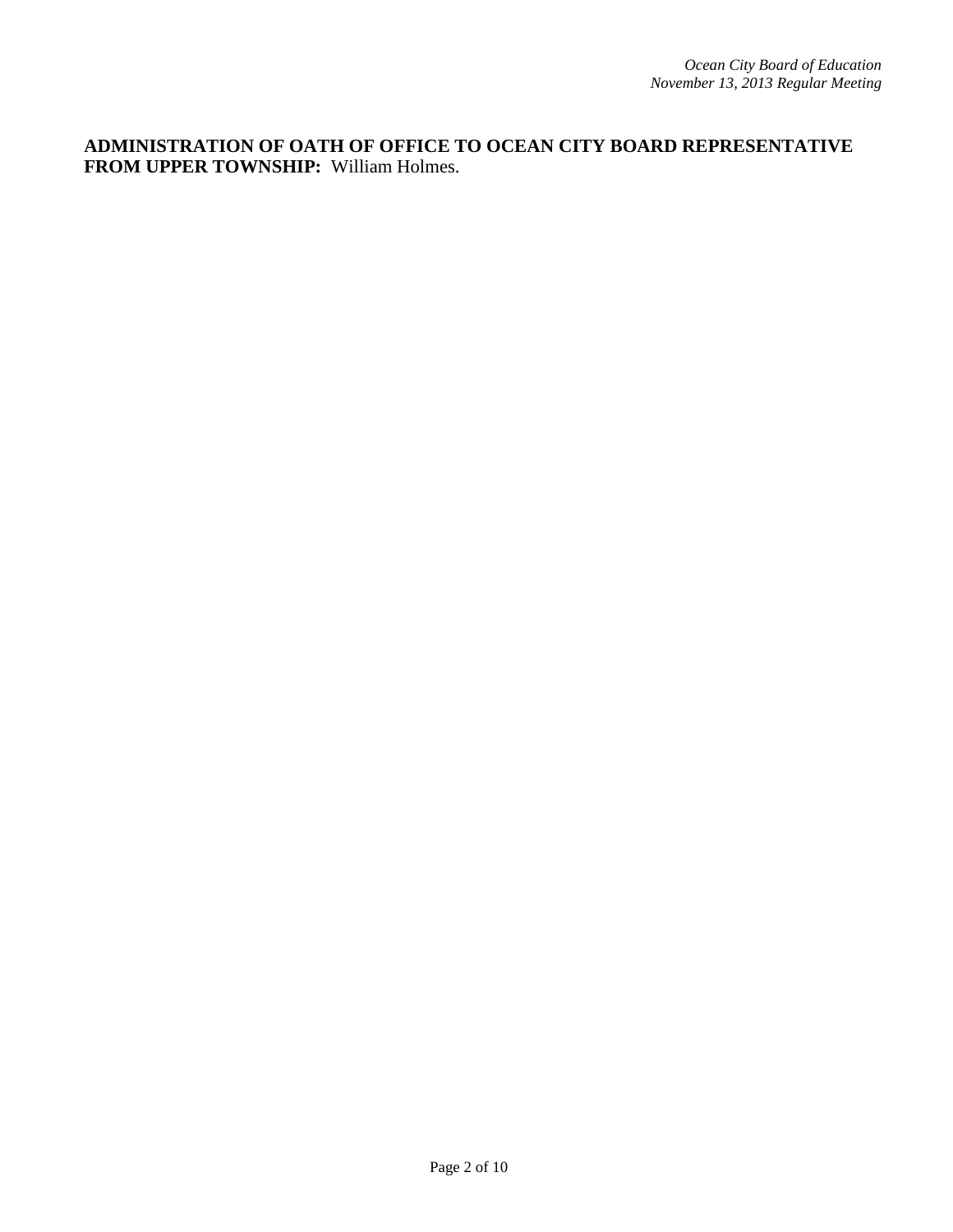**ADMINISTRATION OF OATH OF OFFICE TO OCEAN CITY BOARD REPRESENTATIVE FROM UPPER TOWNSHIP:** William Holmes.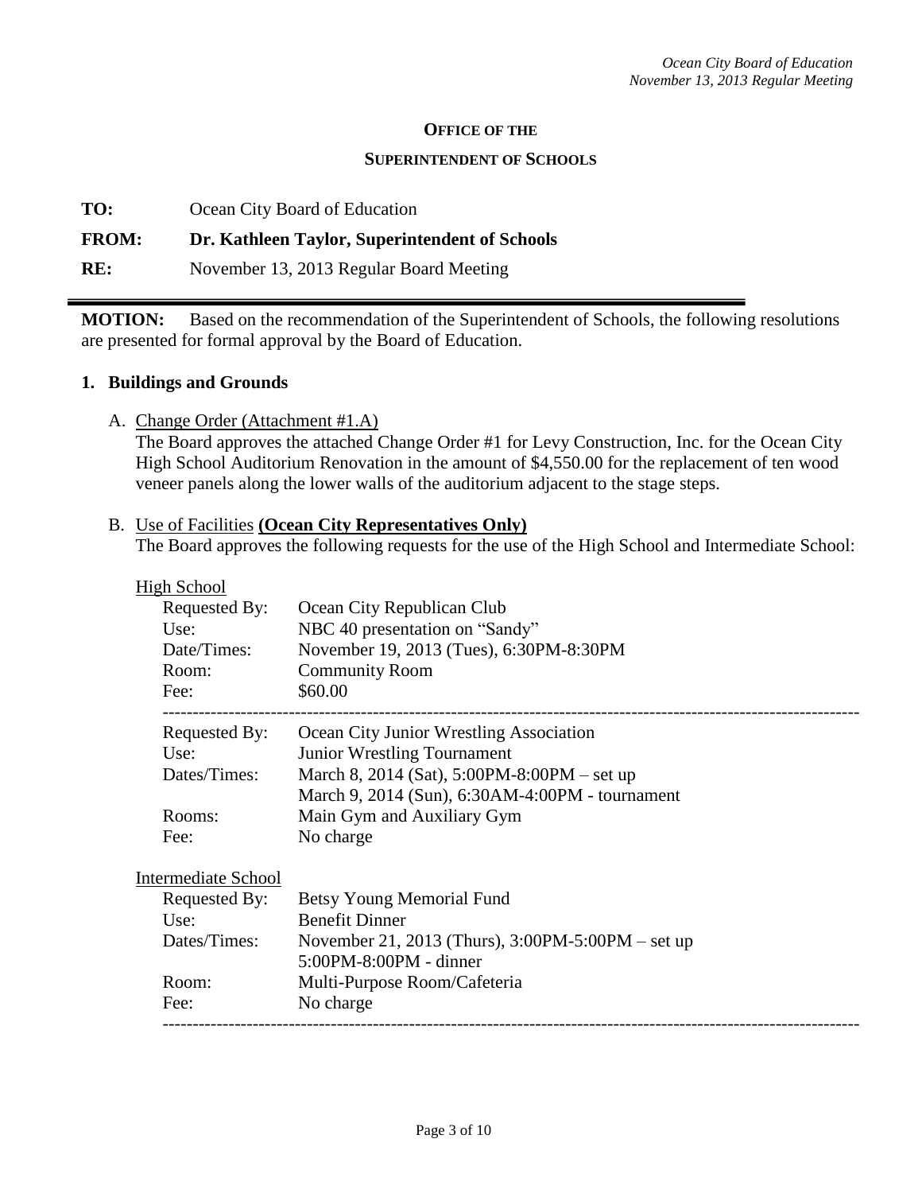**OFFICE OF THE**

**SUPERINTENDENT OF SCHOOLS**

**TO:** Ocean City Board of Education

**FROM:** **Dr. Kathleen Taylor, Superintendent of Schools**

**RE:** November 13, 2013 Regular Board Meeting

---

**MOTION:** Based on the recommendation of the Superintendent of Schools, the following resolutions are presented for formal approval by the Board of Education.

## 1. Buildings and Grounds

A. Change Order (Attachment #1.A)

The Board approves the attached Change Order #1 for Levy Construction, Inc. for the Ocean City High School Auditorium Renovation in the amount of $4,550.00 for the replacement of ten wood veneer panels along the lower walls of the auditorium adjacent to the stage steps.

B. Use of Facilities **(Ocean City Representatives Only)**

The Board approves the following requests for the use of the High School and Intermediate School:

High School

Requested By: Ocean City Republican Club
Use: NBC 40 presentation on "Sandy"
Date/Times: November 19, 2013 (Tues), 6:30PM-8:30PM
Room: Community Room
Fee: $60.00

---

Requested By: Ocean City Junior Wrestling Association
Use: Junior Wrestling Tournament
Dates/Times: March 8, 2014 (Sat), 5:00PM-8:00PM – set up
March 9, 2014 (Sun), 6:30AM-4:00PM - tournament
Rooms: Main Gym and Auxiliary Gym
Fee: No charge

Intermediate School

Requested By: Betsy Young Memorial Fund
Use: Benefit Dinner
Dates/Times: November 21, 2013 (Thurs), 3:00PM-5:00PM – set up
5:00PM-8:00PM - dinner
Room: Multi-Purpose Room/Cafeteria
Fee: No charge

---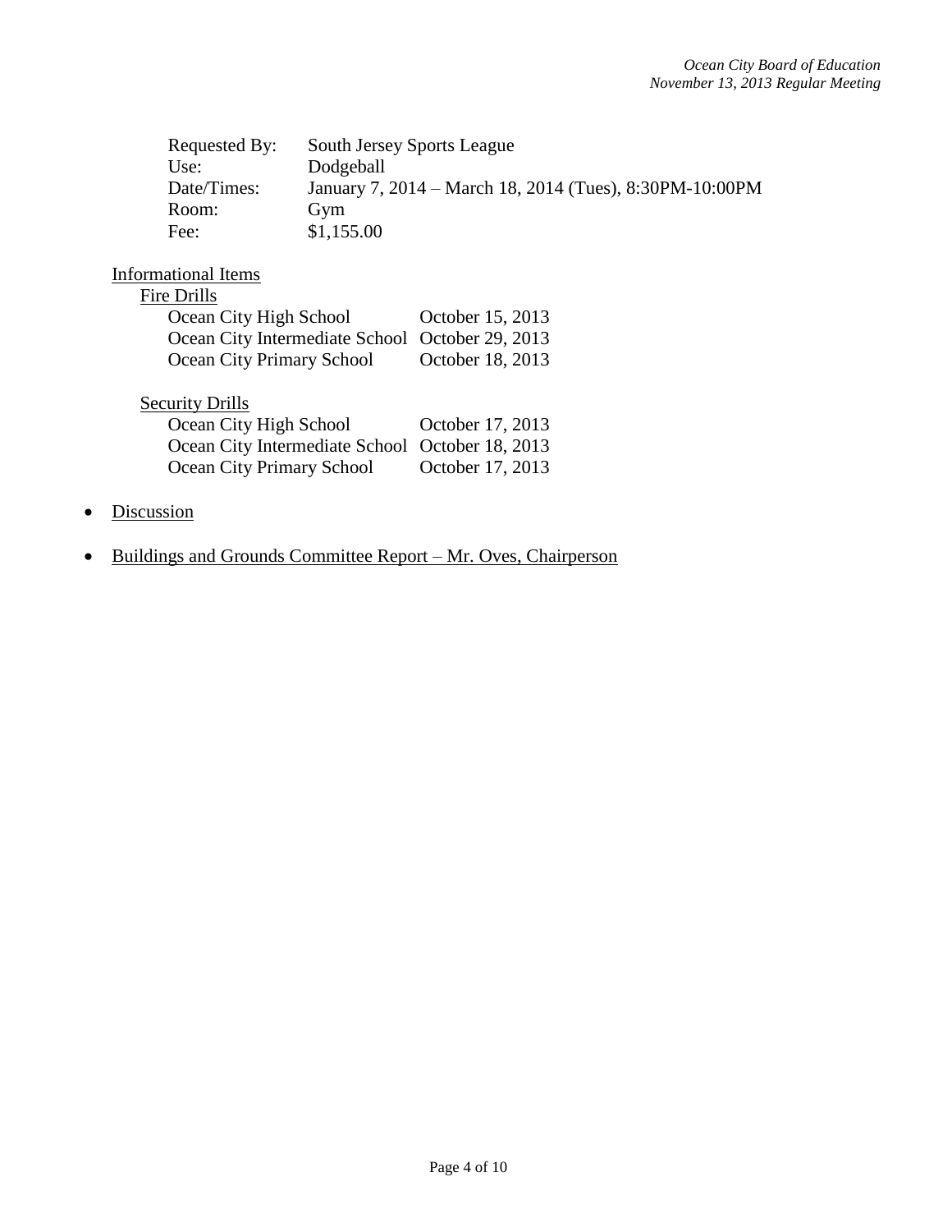| | |
|---|---|
| Requested By: | South Jersey Sports League |
| Use: | Dodgeball |
| Date/Times: | January 7, 2014 – March 18, 2014 (Tues), 8:30PM-10:00PM |
| Room: | Gym |
| Fee: | $1,155.00 |

<u>Informational Items</u>

<u>Fire Drills</u>

| | |
|---|---|
| Ocean City High School | October 15, 2013 |
| Ocean City Intermediate School | October 29, 2013 |
| Ocean City Primary School | October 18, 2013 |

<u>Security Drills</u>

| | |
|---|---|
| Ocean City High School | October 17, 2013 |
| Ocean City Intermediate School | October 18, 2013 |
| Ocean City Primary School | October 17, 2013 |

- <u>Discussion</u>

- <u>Buildings and Grounds Committee Report – Mr. Oves, Chairperson</u>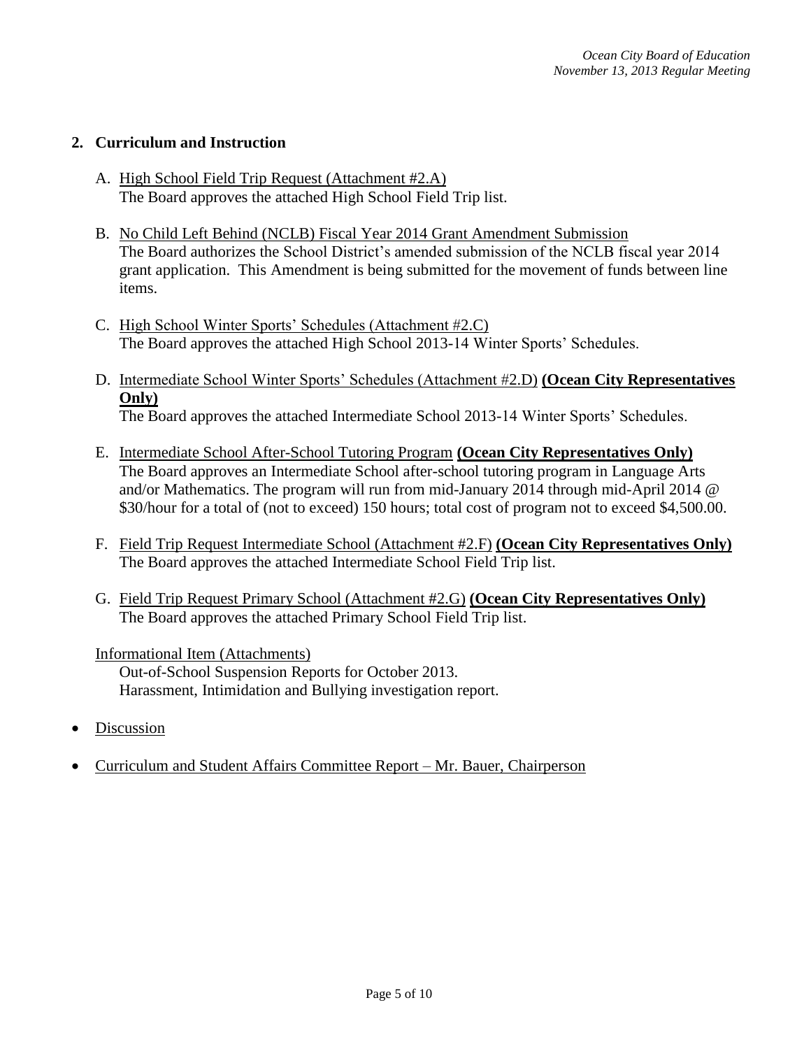## 2. Curriculum and Instruction

A. High School Field Trip Request (Attachment #2.A)
   The Board approves the attached High School Field Trip list.

B. No Child Left Behind (NCLB) Fiscal Year 2014 Grant Amendment Submission
   The Board authorizes the School District's amended submission of the NCLB fiscal year 2014 grant application. This Amendment is being submitted for the movement of funds between line items.

C. High School Winter Sports' Schedules (Attachment #2.C)
   The Board approves the attached High School 2013-14 Winter Sports' Schedules.

D. Intermediate School Winter Sports' Schedules (Attachment #2.D) **(Ocean City Representatives Only)**
   The Board approves the attached Intermediate School 2013-14 Winter Sports' Schedules.

E. Intermediate School After-School Tutoring Program **(Ocean City Representatives Only)**
   The Board approves an Intermediate School after-school tutoring program in Language Arts and/or Mathematics. The program will run from mid-January 2014 through mid-April 2014 @ $30/hour for a total of (not to exceed) 150 hours; total cost of program not to exceed $4,500.00.

F. Field Trip Request Intermediate School (Attachment #2.F) **(Ocean City Representatives Only)**
   The Board approves the attached Intermediate School Field Trip list.

G. Field Trip Request Primary School (Attachment #2.G) **(Ocean City Representatives Only)**
   The Board approves the attached Primary School Field Trip list.

Informational Item (Attachments)
   Out-of-School Suspension Reports for October 2013.
   Harassment, Intimidation and Bullying investigation report.

- Discussion

- Curriculum and Student Affairs Committee Report – Mr. Bauer, Chairperson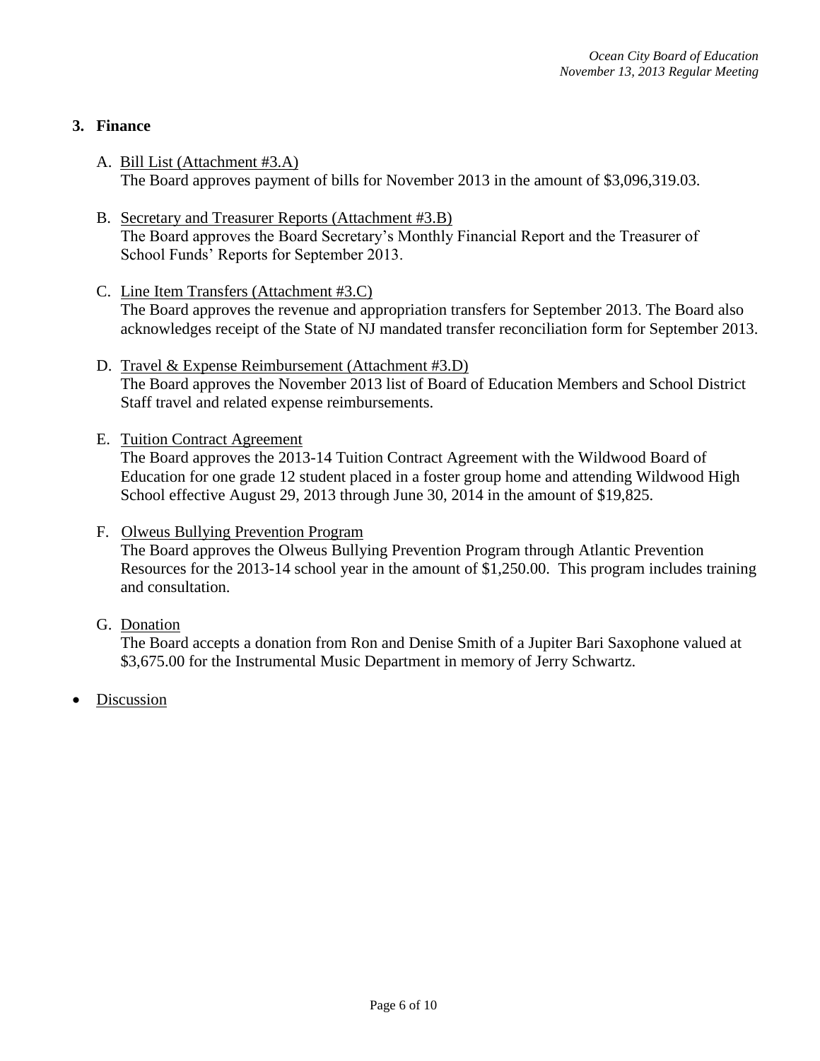## 3. Finance

A. <u>Bill List (Attachment #3.A)</u>
The Board approves payment of bills for November 2013 in the amount of $3,096,319.03.

B. <u>Secretary and Treasurer Reports (Attachment #3.B)</u>
The Board approves the Board Secretary's Monthly Financial Report and the Treasurer of School Funds' Reports for September 2013.

C. <u>Line Item Transfers (Attachment #3.C)</u>
The Board approves the revenue and appropriation transfers for September 2013. The Board also acknowledges receipt of the State of NJ mandated transfer reconciliation form for September 2013.

D. <u>Travel & Expense Reimbursement (Attachment #3.D)</u>
The Board approves the November 2013 list of Board of Education Members and School District Staff travel and related expense reimbursements.

E. <u>Tuition Contract Agreement</u>
The Board approves the 2013-14 Tuition Contract Agreement with the Wildwood Board of Education for one grade 12 student placed in a foster group home and attending Wildwood High School effective August 29, 2013 through June 30, 2014 in the amount of $19,825.

F. <u>Olweus Bullying Prevention Program</u>
The Board approves the Olweus Bullying Prevention Program through Atlantic Prevention Resources for the 2013-14 school year in the amount of $1,250.00. This program includes training and consultation.

G. <u>Donation</u>
The Board accepts a donation from Ron and Denise Smith of a Jupiter Bari Saxophone valued at $3,675.00 for the Instrumental Music Department in memory of Jerry Schwartz.

- <u>Discussion</u>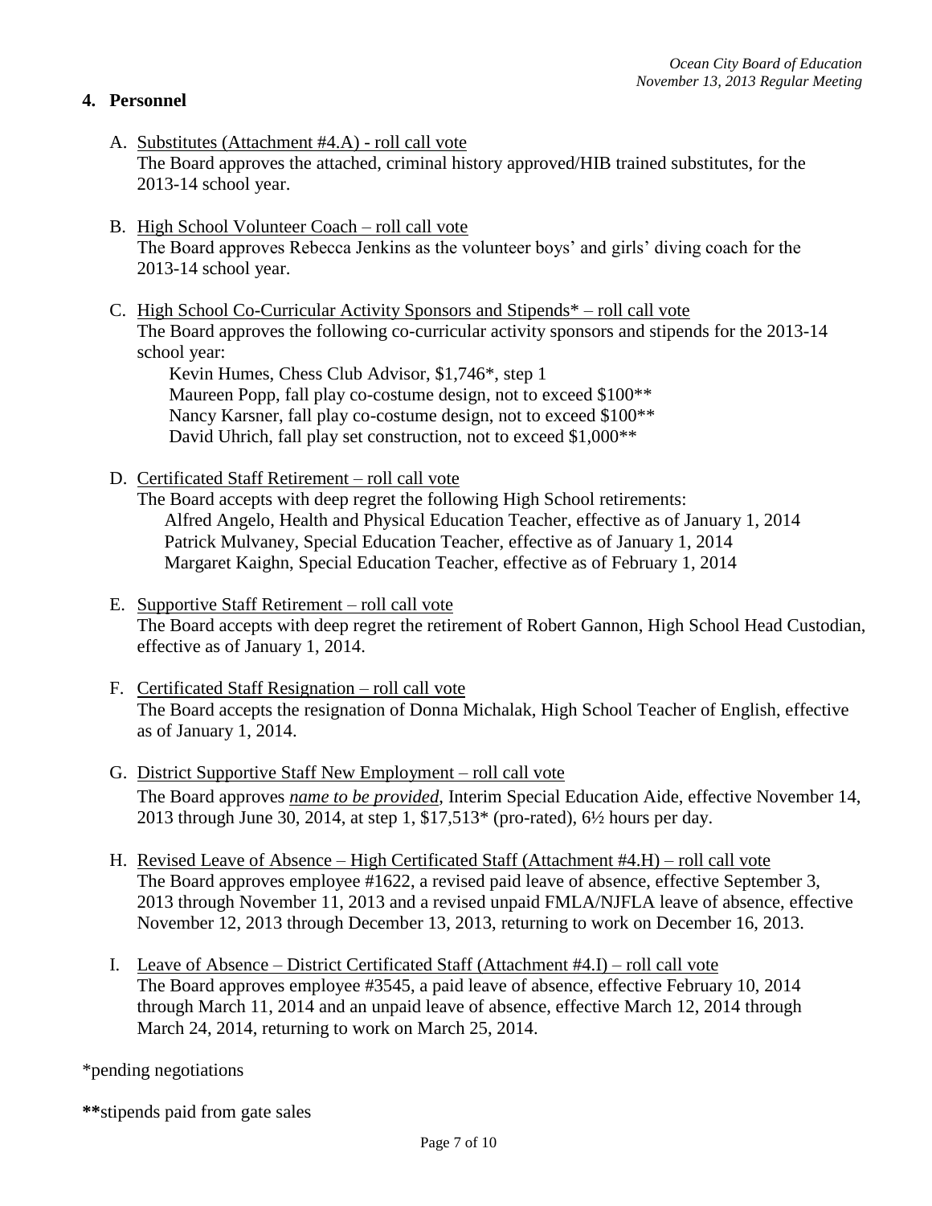## 4. Personnel

A. <u>Substitutes (Attachment #4.A) - roll call vote</u>
The Board approves the attached, criminal history approved/HIB trained substitutes, for the 2013-14 school year.

B. <u>High School Volunteer Coach – roll call vote</u>
The Board approves Rebecca Jenkins as the volunteer boys' and girls' diving coach for the 2013-14 school year.

C. <u>High School Co-Curricular Activity Sponsors and Stipends* – roll call vote</u>
The Board approves the following co-curricular activity sponsors and stipends for the 2013-14 school year:
Kevin Humes, Chess Club Advisor, $1,746*, step 1
Maureen Popp, fall play co-costume design, not to exceed $100**
Nancy Karsner, fall play co-costume design, not to exceed $100**
David Uhrich, fall play set construction, not to exceed $1,000**

D. <u>Certificated Staff Retirement – roll call vote</u>
The Board accepts with deep regret the following High School retirements:
Alfred Angelo, Health and Physical Education Teacher, effective as of January 1, 2014
Patrick Mulvaney, Special Education Teacher, effective as of January 1, 2014
Margaret Kaighn, Special Education Teacher, effective as of February 1, 2014

E. <u>Supportive Staff Retirement – roll call vote</u>
The Board accepts with deep regret the retirement of Robert Gannon, High School Head Custodian, effective as of January 1, 2014.

F. <u>Certificated Staff Resignation – roll call vote</u>
The Board accepts the resignation of Donna Michalak, High School Teacher of English, effective as of January 1, 2014.

G. <u>District Supportive Staff New Employment – roll call vote</u>
The Board approves ***<u>name to be provided</u>***, Interim Special Education Aide, effective November 14, 2013 through June 30, 2014, at step 1, $17,513* (pro-rated), 6½ hours per day.

H. <u>Revised Leave of Absence – High Certificated Staff (Attachment #4.H) – roll call vote</u>
The Board approves employee #1622, a revised paid leave of absence, effective September 3, 2013 through November 11, 2013 and a revised unpaid FMLA/NJFLA leave of absence, effective November 12, 2013 through December 13, 2013, returning to work on December 16, 2013.

I. <u>Leave of Absence – District Certificated Staff (Attachment #4.I) – roll call vote</u>
The Board approves employee #3545, a paid leave of absence, effective February 10, 2014 through March 11, 2014 and an unpaid leave of absence, effective March 12, 2014 through March 24, 2014, returning to work on March 25, 2014.

*pending negotiations

**stipends paid from gate sales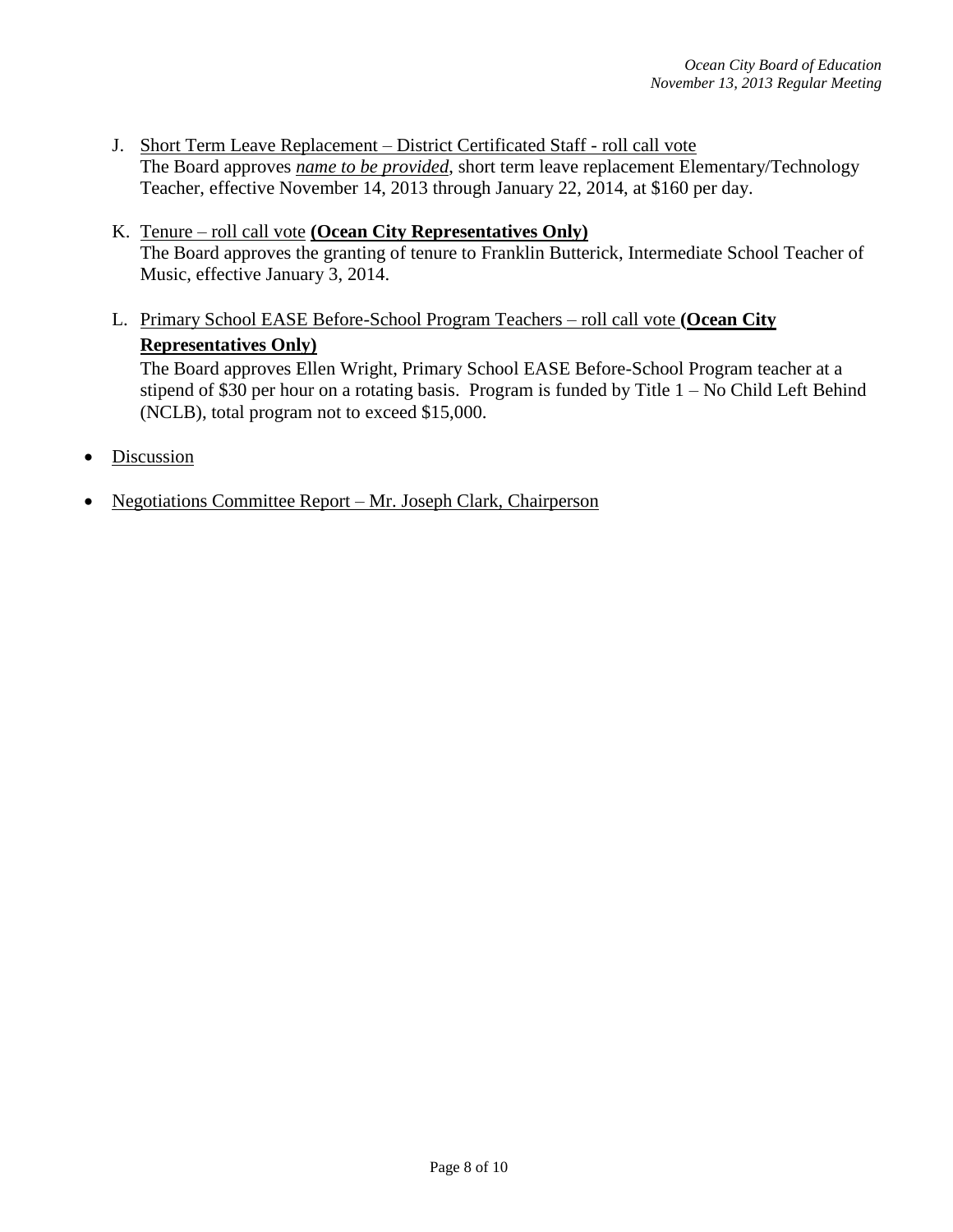J. <u>Short Term Leave Replacement – District Certificated Staff - roll call vote</u>
   The Board approves ***name to be provided***, short term leave replacement Elementary/Technology Teacher, effective November 14, 2013 through January 22, 2014, at $160 per day.

K. <u>Tenure – roll call vote</u> **(Ocean City Representatives Only)**
   The Board approves the granting of tenure to Franklin Butterick, Intermediate School Teacher of Music, effective January 3, 2014.

L. <u>Primary School EASE Before-School Program Teachers – roll call vote</u> **(Ocean City Representatives Only)**
   The Board approves Ellen Wright, Primary School EASE Before-School Program teacher at a stipend of $30 per hour on a rotating basis. Program is funded by Title 1 – No Child Left Behind (NCLB), total program not to exceed $15,000.

- <u>Discussion</u>

- <u>Negotiations Committee Report – Mr. Joseph Clark, Chairperson</u>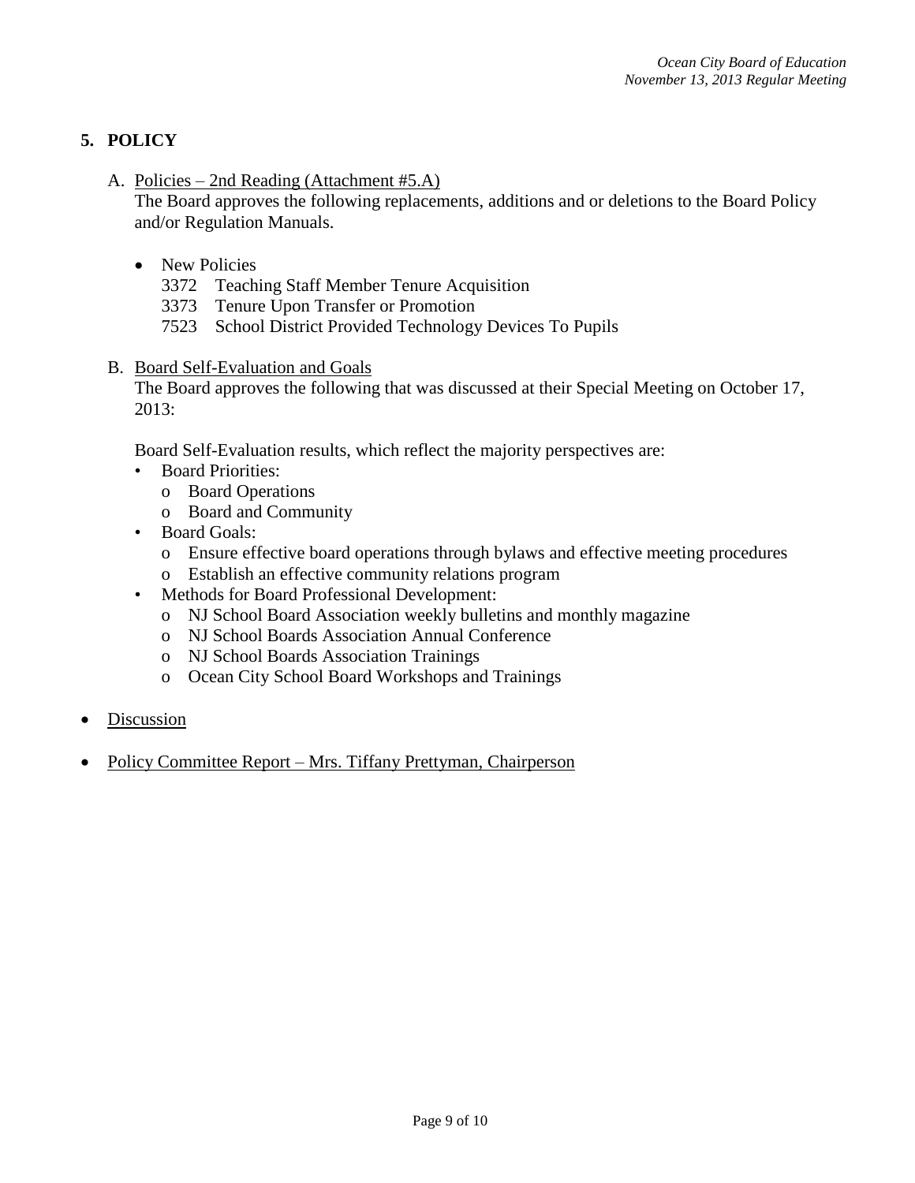## 5. POLICY

A. <u>Policies – 2nd Reading (Attachment #5.A)</u>
The Board approves the following replacements, additions and or deletions to the Board Policy and/or Regulation Manuals.

- New Policies
  3372 Teaching Staff Member Tenure Acquisition
  3373 Tenure Upon Transfer or Promotion
  7523 School District Provided Technology Devices To Pupils

B. <u>Board Self-Evaluation and Goals</u>
The Board approves the following that was discussed at their Special Meeting on October 17, 2013:

Board Self-Evaluation results, which reflect the majority perspectives are:

- Board Priorities:
  - Board Operations
  - Board and Community
- Board Goals:
  - Ensure effective board operations through bylaws and effective meeting procedures
  - Establish an effective community relations program
- Methods for Board Professional Development:
  - NJ School Board Association weekly bulletins and monthly magazine
  - NJ School Boards Association Annual Conference
  - NJ School Boards Association Trainings
  - Ocean City School Board Workshops and Trainings

- <u>Discussion</u>

- <u>Policy Committee Report – Mrs. Tiffany Prettyman, Chairperson</u>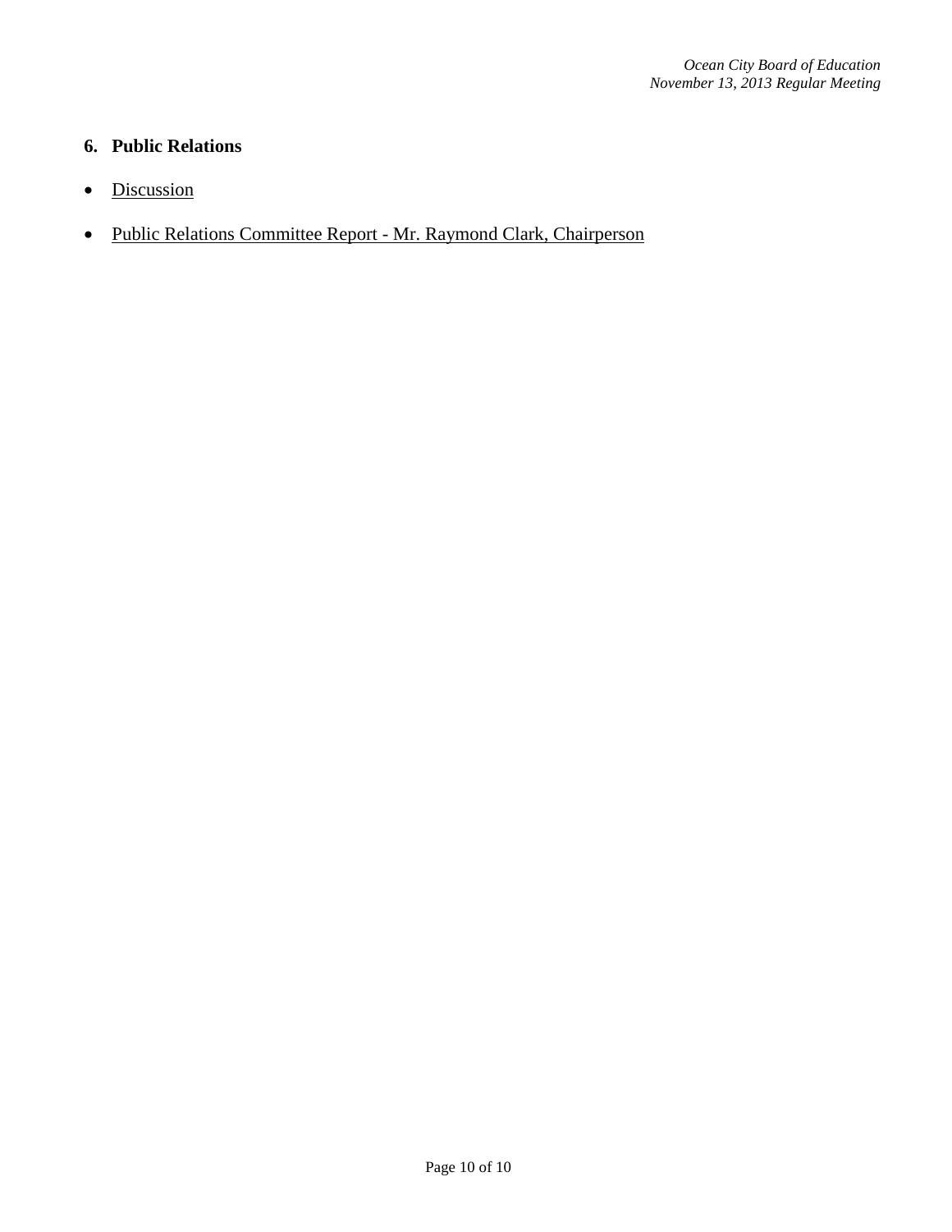**6. Public Relations**

- <u>Discussion</u>

- <u>Public Relations Committee Report - Mr. Raymond Clark, Chairperson</u>